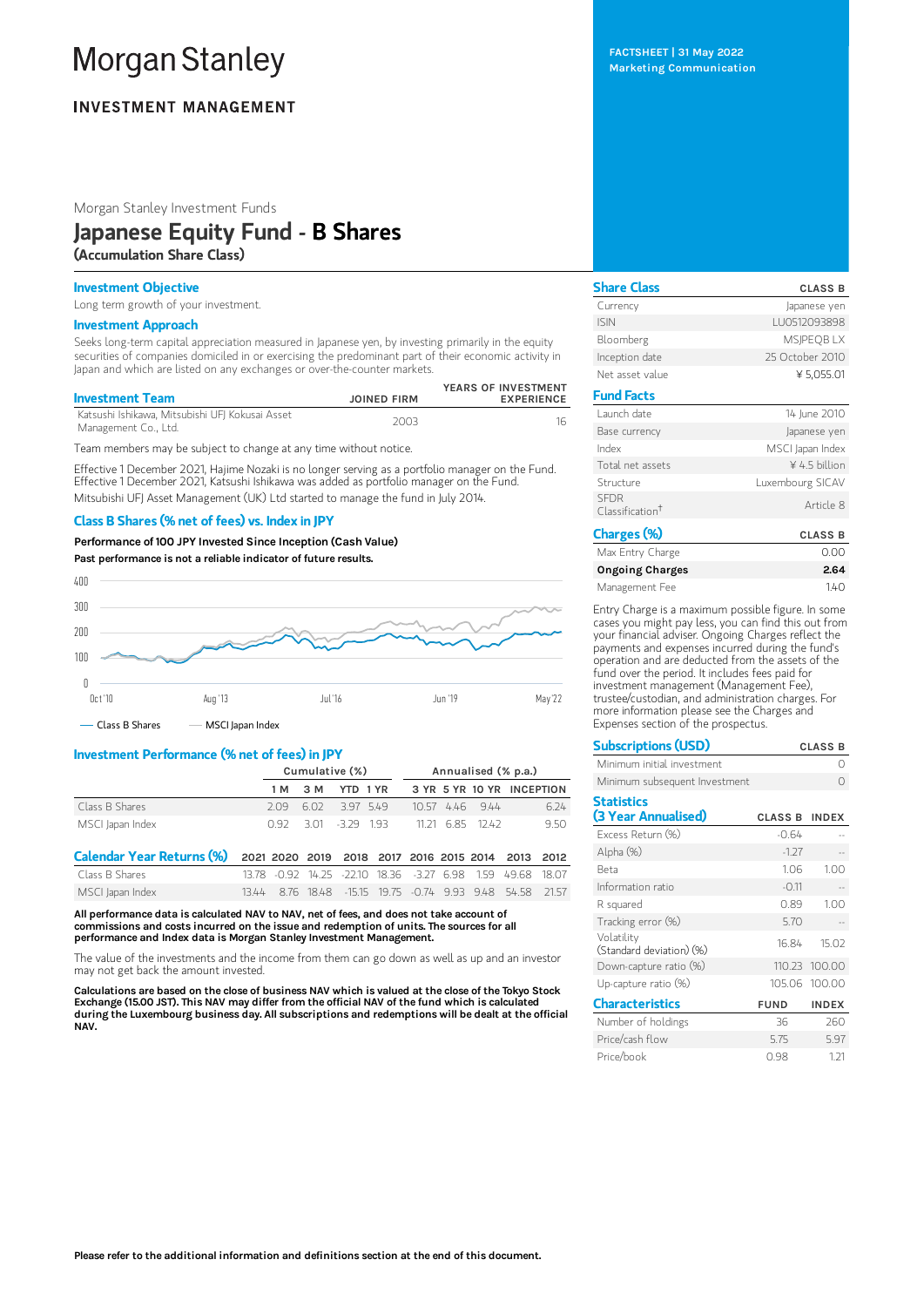# Morgan Stanley

**INVESTMENT MANAGEMENT**

**FACTSHEET | 31 May 2022**
**Marketing Communication**

Morgan Stanley Investment Funds

# Japanese Equity Fund - B Shares

**(Accumulation Share Class)**

## Investment Objective

Long term growth of your investment.

## Investment Approach

Seeks long-term capital appreciation measured in Japanese yen, by investing primarily in the equity securities of companies domiciled in or exercising the predominant part of their economic activity in Japan and which are listed on any exchanges or over-the-counter markets.

| Investment Team | JOINED FIRM | YEARS OF INVESTMENT EXPERIENCE |
|---|---|---|
| Katsushi Ishikawa, Mitsubishi UFJ Kokusai Asset Management Co., Ltd. | 2003 | 16 |

Team members may be subject to change at any time without notice.

Effective 1 December 2021, Hajime Nozaki is no longer serving as a portfolio manager on the Fund. Effective 1 December 2021, Katsushi Ishikawa was added as portfolio manager on the Fund.

Mitsubishi UFJ Asset Management (UK) Ltd started to manage the fund in July 2014.

## Class B Shares (% net of fees) vs. Index in JPY

**Performance of 100 JPY Invested Since Inception (Cash Value)**

**Past performance is not a reliable indicator of future results.**

— Class B Shares — MSCI Japan Index

## Investment Performance (% net of fees) in JPY

| | Cumulative (%) | | | | Annualised (% p.a.) | | | |
|---|---|---|---|---|---|---|---|---|
| | 1 M | 3 M | YTD | 1 YR | 3 YR | 5 YR | 10 YR | INCEPTION |
| Class B Shares | 2.09 | 6.02 | 3.97 | 5.49 | 10.57 | 4.46 | 9.44 | 6.24 |
| MSCI Japan Index | 0.92 | 3.01 | -3.29 | 1.93 | 11.21 | 6.85 | 12.42 | 9.50 |

| Calendar Year Returns (%) | 2021 | 2020 | 2019 | 2018 | 2017 | 2016 | 2015 | 2014 | 2013 | 2012 |
|---|---|---|---|---|---|---|---|---|---|---|
| Class B Shares | 13.78 | -0.92 | 14.25 | -22.10 | 18.36 | -3.27 | 6.98 | 1.59 | 49.68 | 18.07 |
| MSCI Japan Index | 13.44 | 8.76 | 18.48 | -15.15 | 19.75 | -0.74 | 9.93 | 9.48 | 54.58 | 21.57 |

**All performance data is calculated NAV to NAV, net of fees, and does not take account of commissions and costs incurred on the issue and redemption of units. The sources for all performance and Index data is Morgan Stanley Investment Management.**

The value of the investments and the income from them can go down as well as up and an investor may not get back the amount invested.

**Calculations are based on the close of business NAV which is valued at the close of the Tokyo Stock Exchange (15.00 JST). This NAV may differ from the official NAV of the fund which is calculated during the Luxembourg business day. All subscriptions and redemptions will be dealt at the official NAV.**

| Share Class | CLASS B |
|---|---|
| Currency | Japanese yen |
| ISIN | LU0512093898 |
| Bloomberg | MSJPEQB LX |
| Inception date | 25 October 2010 |
| Net asset value | ¥ 5,055.01 |

| Fund Facts | |
|---|---|
| Launch date | 14 June 2010 |
| Base currency | Japanese yen |
| Index | MSCI Japan Index |
| Total net assets | ¥ 4.5 billion |
| Structure | Luxembourg SICAV |
| SFDR Classification† | Article 8 |

| Charges (%) | CLASS B |
|---|---|
| Max Entry Charge | 0.00 |
| **Ongoing Charges** | **2.64** |
| Management Fee | 1.40 |

Entry Charge is a maximum possible figure. In some cases you might pay less, you can find this out from your financial adviser. Ongoing Charges reflect the payments and expenses incurred during the fund's operation and are deducted from the assets of the fund over the period. It includes fees paid for investment management (Management Fee), trustee/custodian, and administration charges. For more information please see the Charges and Expenses section of the prospectus.

| Subscriptions (USD) | CLASS B |
|---|---|
| Minimum initial investment | 0 |
| Minimum subsequent Investment | 0 |

| Statistics (3 Year Annualised) | CLASS B | INDEX |
|---|---|---|
| Excess Return (%) | -0.64 | -- |
| Alpha (%) | -1.27 | -- |
| Beta | 1.06 | 1.00 |
| Information ratio | -0.11 | -- |
| R squared | 0.89 | 1.00 |
| Tracking error (%) | 5.70 | -- |
| Volatility (Standard deviation) (%) | 16.84 | 15.02 |
| Down-capture ratio (%) | 110.23 | 100.00 |
| Up-capture ratio (%) | 105.06 | 100.00 |

| Characteristics | FUND | INDEX |
|---|---|---|
| Number of holdings | 36 | 260 |
| Price/cash flow | 5.75 | 5.97 |
| Price/book | 0.98 | 1.21 |

**Please refer to the additional information and definitions section at the end of this document.**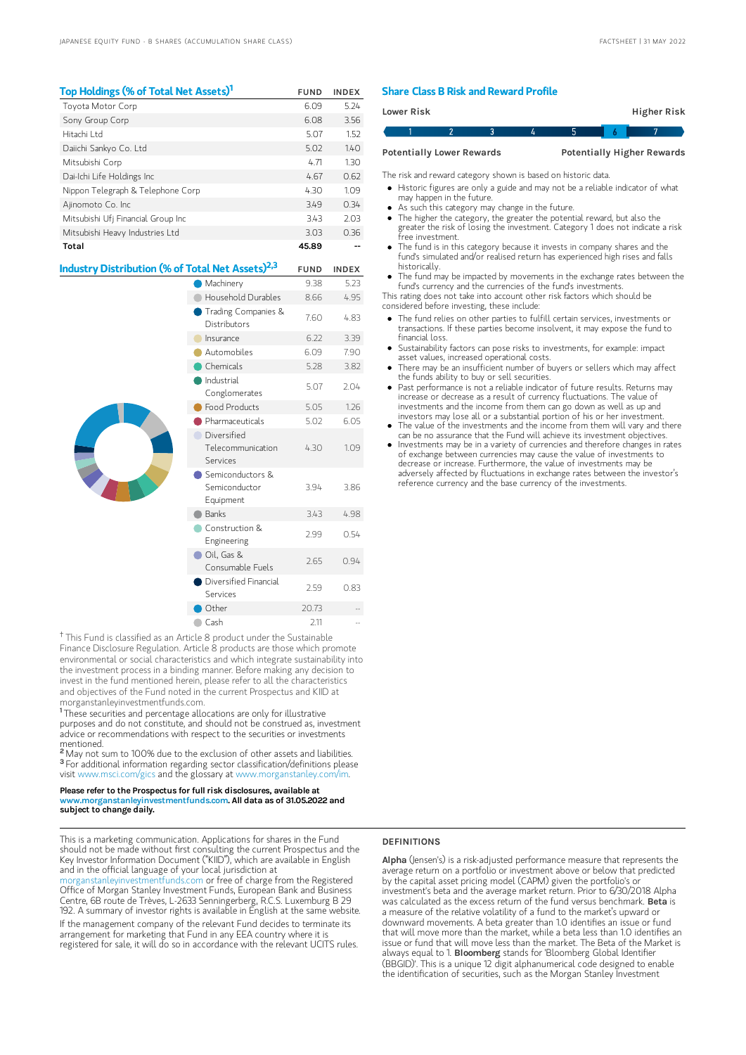## Top Holdings (% of Total Net Assets)[1]

| | FUND | INDEX |
|---|---|---|
| Toyota Motor Corp | 6.09 | 5.24 |
| Sony Group Corp | 6.08 | 3.56 |
| Hitachi Ltd | 5.07 | 1.52 |
| Daiichi Sankyo Co. Ltd | 5.02 | 1.40 |
| Mitsubishi Corp | 4.71 | 1.30 |
| Dai-Ichi Life Holdings Inc | 4.67 | 0.62 |
| Nippon Telegraph & Telephone Corp | 4.30 | 1.09 |
| Ajinomoto Co. Inc | 3.49 | 0.34 |
| Mitsubishi Ufj Financial Group Inc | 3.43 | 2.03 |
| Mitsubishi Heavy Industries Ltd | 3.03 | 0.36 |
| **Total** | **45.89** | -- |

## Industry Distribution (% of Total Net Assets)[2,3]

| | FUND | INDEX |
|---|---|---|
| Machinery | 9.38 | 5.23 |
| Household Durables | 8.66 | 4.95 |
| Trading Companies & Distributors | 7.60 | 4.83 |
| Insurance | 6.22 | 3.39 |
| Automobiles | 6.09 | 7.90 |
| Chemicals | 5.28 | 3.82 |
| Industrial Conglomerates | 5.07 | 2.04 |
| Food Products | 5.05 | 1.26 |
| Pharmaceuticals | 5.02 | 6.05 |
| Diversified Telecommunication Services | 4.30 | 1.09 |
| Semiconductors & Semiconductor Equipment | 3.94 | 3.86 |
| Banks | 3.43 | 4.98 |
| Construction & Engineering | 2.99 | 0.54 |
| Oil, Gas & Consumable Fuels | 2.65 | 0.94 |
| Diversified Financial Services | 2.59 | 0.83 |
| Other | 20.73 | -- |
| Cash | 2.11 | -- |

† This Fund is classified as an Article 8 product under the Sustainable Finance Disclosure Regulation. Article 8 products are those which promote environmental or social characteristics and which integrate sustainability into the investment process in a binding manner. Before making any decision to invest in the fund mentioned herein, please refer to all the characteristics and objectives of the Fund noted in the current Prospectus and KIID at morganstanleyinvestmentfunds.com.

[1] These securities and percentage allocations are only for illustrative purposes and do not constitute, and should not be construed as, investment advice or recommendations with respect to the securities or investments mentioned.

[2] May not sum to 100% due to the exclusion of other assets and liabilities.

[3] For additional information regarding sector classification/definitions please visit www.msci.com/gics and the glossary at www.morganstanley.com/im.

**Please refer to the Prospectus for full risk disclosures, available at www.morganstanleyinvestmentfunds.com. All data as of 31.05.2022 and subject to change daily.**

## Share Class B Risk and Reward Profile

Lower Risk — Higher Risk

| 1 | 2 | 3 | 4 | 5 | **6** | 7 |
|---|---|---|---|---|---|---|

Potentially Lower Rewards — Potentially Higher Rewards

The risk and reward category shown is based on historic data.

- Historic figures are only a guide and may not be a reliable indicator of what may happen in the future.
- As such this category may change in the future.
- The higher the category, the greater the potential reward, but also the greater the risk of losing the investment. Category 1 does not indicate a risk free investment.
- The fund is in this category because it invests in company shares and the fund's simulated and/or realised return has experienced high rises and falls historically.
- The fund may be impacted by movements in the exchange rates between the fund's currency and the currencies of the fund's investments.

This rating does not take into account other risk factors which should be considered before investing, these include:

- The fund relies on other parties to fulfill certain services, investments or transactions. If these parties become insolvent, it may expose the fund to financial loss.
- Sustainability factors can pose risks to investments, for example: impact asset values, increased operational costs.
- There may be an insufficient number of buyers or sellers which may affect the funds ability to buy or sell securities.
- Past performance is not a reliable indicator of future results. Returns may increase or decrease as a result of currency fluctuations. The value of investments and the income from them can go down as well as up and investors may lose all or a substantial portion of his or her investment.
- The value of the investments and the income from them will vary and there can be no assurance that the Fund will achieve its investment objectives.
- Investments may be in a variety of currencies and therefore changes in rates of exchange between currencies may cause the value of investments to decrease or increase. Furthermore, the value of investments may be adversely affected by fluctuations in exchange rates between the investor's reference currency and the base currency of the investments.

This is a marketing communication. Applications for shares in the Fund should not be made without first consulting the current Prospectus and the Key Investor Information Document ("KIID"), which are available in English and in the official language of your local jurisdiction at morganstanleyinvestmentfunds.com or free of charge from the Registered Office of Morgan Stanley Investment Funds, European Bank and Business Centre, 6B route de Trèves, L-2633 Senningerberg, R.C.S. Luxemburg B 29 192. A summary of investor rights is available in English at the same website.

If the management company of the relevant Fund decides to terminate its arrangement for marketing that Fund in any EEA country where it is registered for sale, it will do so in accordance with the relevant UCITS rules.

### DEFINITIONS

**Alpha** (Jensen's) is a risk-adjusted performance measure that represents the average return on a portfolio or investment above or below that predicted by the capital asset pricing model (CAPM) given the portfolio's or investment's beta and the average market return. Prior to 6/30/2018 Alpha was calculated as the excess return of the fund versus benchmark. **Beta** is a measure of the relative volatility of a fund to the market's upward or downward movements. A beta greater than 1.0 identifies an issue or fund that will move more than the market, while a beta less than 1.0 identifies an issue or fund that will move less than the market. The Beta of the Market is always equal to 1. **Bloomberg** stands for 'Bloomberg Global Identifier (BBGID)'. This is a unique 12 digit alphanumerical code designed to enable the identification of securities, such as the Morgan Stanley Investment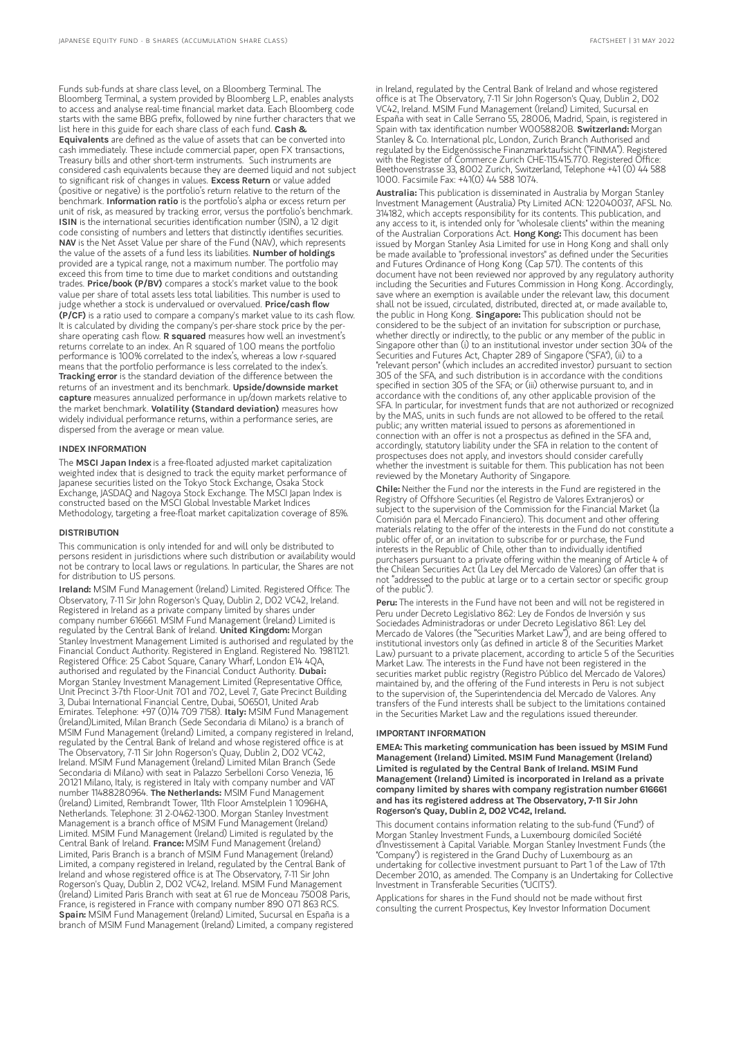Funds sub-funds at share class level, on a Bloomberg Terminal. The Bloomberg Terminal, a system provided by Bloomberg L.P., enables analysts to access and analyse real-time financial market data. Each Bloomberg code starts with the same BBG prefix, followed by nine further characters that we list here in this guide for each share class of each fund. **Cash & Equivalents** are defined as the value of assets that can be converted into cash immediately. These include commercial paper, open FX transactions, Treasury bills and other short-term instruments. Such instruments are considered cash equivalents because they are deemed liquid and not subject to significant risk of changes in values. **Excess Return** or value added (positive or negative) is the portfolio's return relative to the return of the benchmark. **Information ratio** is the portfolio's alpha or excess return per unit of risk, as measured by tracking error, versus the portfolio's benchmark. **ISIN** is the international securities identification number (ISIN), a 12 digit code consisting of numbers and letters that distinctly identifies securities. **NAV** is the Net Asset Value per share of the Fund (NAV), which represents the value of the assets of a fund less its liabilities. **Number of holdings** provided are a typical range, not a maximum number. The portfolio may exceed this from time to time due to market conditions and outstanding trades. **Price/book (P/BV)** compares a stock's market value to the book value per share of total assets less total liabilities. This number is used to judge whether a stock is undervalued or overvalued. **Price/cash flow (P/CF)** is a ratio used to compare a company's market value to its cash flow. It is calculated by dividing the company's per-share stock price by the per-share operating cash flow. **R squared** measures how well an investment's returns correlate to an index. An R squared of 1.00 means the portfolio performance is 100% correlated to the index's, whereas a low r-squared means that the portfolio performance is less correlated to the index's. **Tracking error** is the standard deviation of the difference between the returns of an investment and its benchmark. **Upside/downside market capture** measures annualized performance in up/down markets relative to the market benchmark. **Volatility (Standard deviation)** measures how widely individual performance returns, within a performance series, are dispersed from the average or mean value.

### INDEX INFORMATION

The **MSCI Japan Index** is a free-floated adjusted market capitalization weighted index that is designed to track the equity market performance of Japanese securities listed on the Tokyo Stock Exchange, Osaka Stock Exchange, JASDAQ and Nagoya Stock Exchange. The MSCI Japan Index is constructed based on the MSCI Global Investable Market Indices Methodology, targeting a free-float market capitalization coverage of 85%.

### DISTRIBUTION

This communication is only intended for and will only be distributed to persons resident in jurisdictions where such distribution or availability would not be contrary to local laws or regulations. In particular, the Shares are not for distribution to US persons.

**Ireland:** MSIM Fund Management (Ireland) Limited. Registered Office: The Observatory, 7-11 Sir John Rogerson's Quay, Dublin 2, D02 VC42, Ireland. Registered in Ireland as a private company limited by shares under company number 616661. MSIM Fund Management (Ireland) Limited is regulated by the Central Bank of Ireland. **United Kingdom:** Morgan Stanley Investment Management Limited is authorised and regulated by the Financial Conduct Authority. Registered in England. Registered No. 1981121. Registered Office: 25 Cabot Square, Canary Wharf, London E14 4QA, authorised and regulated by the Financial Conduct Authority. **Dubai:** Morgan Stanley Investment Management Limited (Representative Office, Unit Precinct 3-7th Floor-Unit 701 and 702, Level 7, Gate Precinct Building 3, Dubai International Financial Centre, Dubai, 506501, United Arab Emirates. Telephone: +97 (0)14 709 7158). **Italy:** MSIM Fund Management (Ireland)Limited, Milan Branch (Sede Secondaria di Milano) is a branch of MSIM Fund Management (Ireland) Limited, a company registered in Ireland, regulated by the Central Bank of Ireland and whose registered office is at The Observatory, 7-11 Sir John Rogerson's Quay, Dublin 2, D02 VC42, Ireland. MSIM Fund Management (Ireland) Limited Milan Branch (Sede Secondaria di Milano) with seat in Palazzo Serbelloni Corso Venezia, 16 20121 Milano, Italy, is registered in Italy with company number and VAT number 11488280964. **The Netherlands:** MSIM Fund Management (Ireland) Limited, Rembrandt Tower, 11th Floor Amstelplein 1 1096HA, Netherlands. Telephone: 31 2-0462-1300. Morgan Stanley Investment Management is a branch office of MSIM Fund Management (Ireland) Limited. MSIM Fund Management (Ireland) Limited is regulated by the Central Bank of Ireland. **France:** MSIM Fund Management (Ireland) Limited, Paris Branch is a branch of MSIM Fund Management (Ireland) Limited, a company registered in Ireland, regulated by the Central Bank of Ireland and whose registered office is at The Observatory, 7-11 Sir John Rogerson's Quay, Dublin 2, D02 VC42, Ireland. MSIM Fund Management (Ireland) Limited Paris Branch with seat at 61 rue de Monceau 75008 Paris, France, is registered in France with company number 890 071 863 RCS. **Spain:** MSIM Fund Management (Ireland) Limited, Sucursal en España is a branch of MSIM Fund Management (Ireland) Limited, a company registered in Ireland, regulated by the Central Bank of Ireland and whose registered office is at The Observatory, 7-11 Sir John Rogerson's Quay, Dublin 2, D02 VC42, Ireland. MSIM Fund Management (Ireland) Limited, Sucursal en España with seat in Calle Serrano 55, 28006, Madrid, Spain, is registered in Spain with tax identification number W0058820B. **Switzerland:** Morgan Stanley & Co. International plc, London, Zurich Branch Authorised and regulated by the Eidgenössische Finanzmarktaufsicht ("FINMA"). Registered with the Register of Commerce Zurich CHE-115.415.770. Registered Office: Beethovenstrasse 33, 8002 Zurich, Switzerland, Telephone +41 (0) 44 588 1000. Facsimile Fax: +41(0) 44 588 1074.

**Australia:** This publication is disseminated in Australia by Morgan Stanley Investment Management (Australia) Pty Limited ACN: 122040037, AFSL No. 314182, which accepts responsibility for its contents. This publication, and any access to it, is intended only for "wholesale clients" within the meaning of the Australian Corporations Act. **Hong Kong:** This document has been issued by Morgan Stanley Asia Limited for use in Hong Kong and shall only be made available to "professional investors" as defined under the Securities and Futures Ordinance of Hong Kong (Cap 571). The contents of this document have not been reviewed nor approved by any regulatory authority including the Securities and Futures Commission in Hong Kong. Accordingly, save where an exemption is available under the relevant law, this document shall not be issued, circulated, distributed, directed at, or made available to, the public in Hong Kong. **Singapore:** This publication should not be considered to be the subject of an invitation for subscription or purchase, whether directly or indirectly, to the public or any member of the public in Singapore other than (i) to an institutional investor under section 304 of the Securities and Futures Act, Chapter 289 of Singapore ("SFA"), (ii) to a "relevant person" (which includes an accredited investor) pursuant to section 305 of the SFA, and such distribution is in accordance with the conditions specified in section 305 of the SFA; or (iii) otherwise pursuant to, and in accordance with the conditions of, any other applicable provision of the SFA. In particular, for investment funds that are not authorized or recognized by the MAS, units in such funds are not allowed to be offered to the retail public; any written material issued to persons as aforementioned in connection with an offer is not a prospectus as defined in the SFA and, accordingly, statutory liability under the SFA in relation to the content of prospectuses does not apply, and investors should consider carefully whether the investment is suitable for them. This publication has not been reviewed by the Monetary Authority of Singapore.

**Chile:** Neither the Fund nor the interests in the Fund are registered in the Registry of Offshore Securities (el Registro de Valores Extranjeros) or subject to the supervision of the Commission for the Financial Market (la Comisión para el Mercado Financiero). This document and other offering materials relating to the offer of the interests in the Fund do not constitute a public offer of, or an invitation to subscribe for or purchase, the Fund interests in the Republic of Chile, other than to individually identified purchasers pursuant to a private offering within the meaning of Article 4 of the Chilean Securities Act (la Ley del Mercado de Valores) (an offer that is not "addressed to the public at large or to a certain sector or specific group of the public").

**Peru:** The interests in the Fund have not been and will not be registered in Peru under Decreto Legislativo 862: Ley de Fondos de Inversión y sus Sociedades Administradoras or under Decreto Legislativo 861: Ley del Mercado de Valores (the "Securities Market Law"), and are being offered to institutional investors only (as defined in article 8 of the Securities Market Law) pursuant to a private placement, according to article 5 of the Securities Market Law. The interests in the Fund have not been registered in the securities market public registry (Registro Público del Mercado de Valores) maintained by, and the offering of the Fund interests in Peru is not subject to the supervision of, the Superintendencia del Mercado de Valores. Any transfers of the Fund interests shall be subject to the limitations contained in the Securities Market Law and the regulations issued thereunder.

### IMPORTANT INFORMATION

**EMEA: This marketing communication has been issued by MSIM Fund Management (Ireland) Limited. MSIM Fund Management (Ireland) Limited is regulated by the Central Bank of Ireland. MSIM Fund Management (Ireland) Limited is incorporated in Ireland as a private company limited by shares with company registration number 616661 and has its registered address at The Observatory, 7-11 Sir John Rogerson's Quay, Dublin 2, D02 VC42, Ireland.**

This document contains information relating to the sub-fund ("Fund") of Morgan Stanley Investment Funds, a Luxembourg domiciled Société d'Investissement à Capital Variable. Morgan Stanley Investment Funds (the "Company") is registered in the Grand Duchy of Luxembourg as an undertaking for collective investment pursuant to Part 1 of the Law of 17th December 2010, as amended. The Company is an Undertaking for Collective Investment in Transferable Securities ("UCITS").

Applications for shares in the Fund should not be made without first consulting the current Prospectus, Key Investor Information Document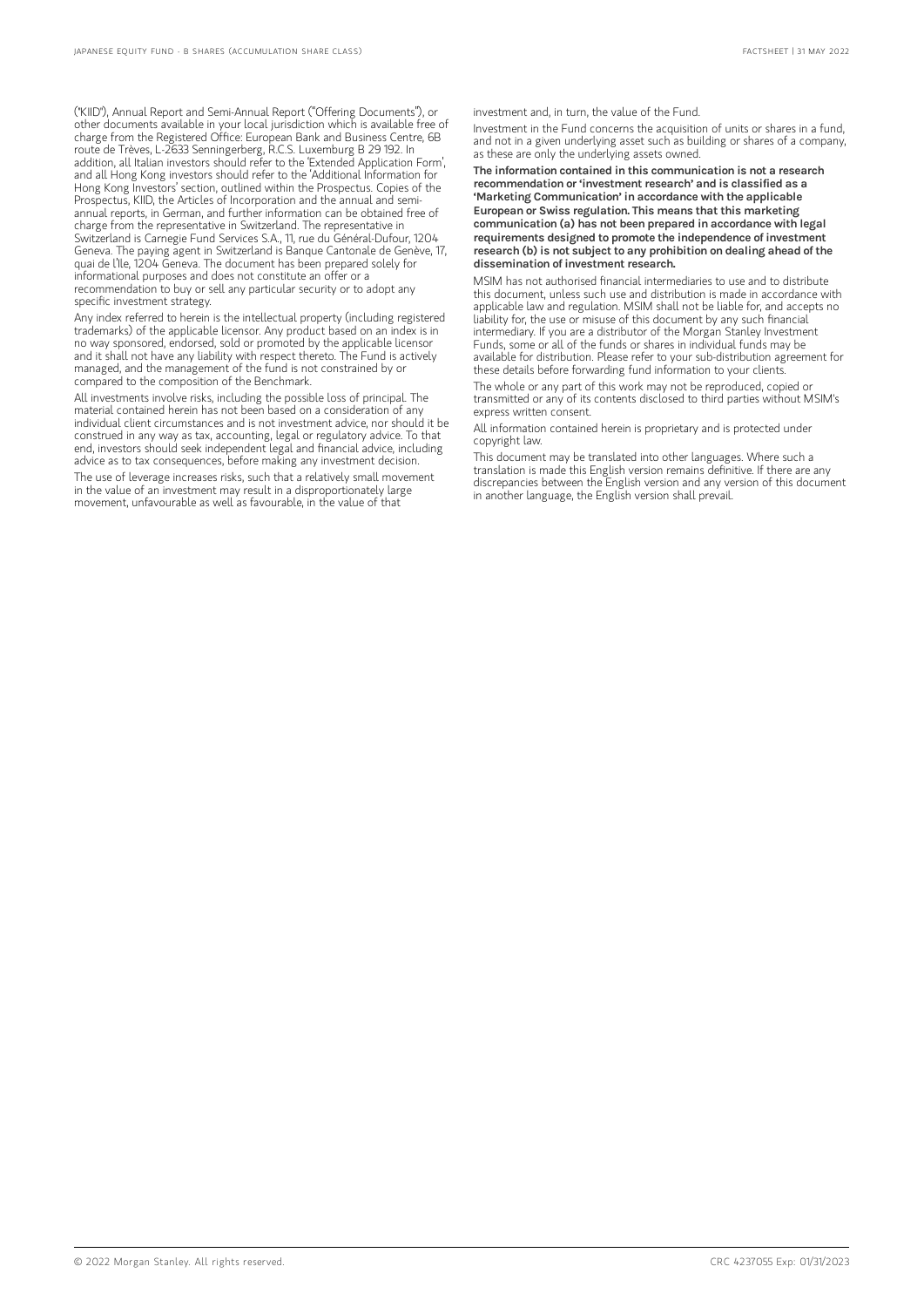("KIID"), Annual Report and Semi-Annual Report ("Offering Documents"), or other documents available in your local jurisdiction which is available free of charge from the Registered Office: European Bank and Business Centre, 6B route de Trèves, L-2633 Senningerberg, R.C.S. Luxemburg B 29 192. In addition, all Italian investors should refer to the 'Extended Application Form', and all Hong Kong investors should refer to the 'Additional Information for Hong Kong Investors' section, outlined within the Prospectus. Copies of the Prospectus, KIID, the Articles of Incorporation and the annual and semi-annual reports, in German, and further information can be obtained free of charge from the representative in Switzerland. The representative in Switzerland is Carnegie Fund Services S.A., 11, rue du Général-Dufour, 1204 Geneva. The paying agent in Switzerland is Banque Cantonale de Genève, 17, quai de l'Ile, 1204 Geneva. The document has been prepared solely for informational purposes and does not constitute an offer or a recommendation to buy or sell any particular security or to adopt any specific investment strategy.

Any index referred to herein is the intellectual property (including registered trademarks) of the applicable licensor. Any product based on an index is in no way sponsored, endorsed, sold or promoted by the applicable licensor and it shall not have any liability with respect thereto. The Fund is actively managed, and the management of the fund is not constrained by or compared to the composition of the Benchmark.

All investments involve risks, including the possible loss of principal. The material contained herein has not been based on a consideration of any individual client circumstances and is not investment advice, nor should it be construed in any way as tax, accounting, legal or regulatory advice. To that end, investors should seek independent legal and financial advice, including advice as to tax consequences, before making any investment decision.

The use of leverage increases risks, such that a relatively small movement in the value of an investment may result in a disproportionately large movement, unfavourable as well as favourable, in the value of that investment and, in turn, the value of the Fund.

Investment in the Fund concerns the acquisition of units or shares in a fund, and not in a given underlying asset such as building or shares of a company, as these are only the underlying assets owned.

**The information contained in this communication is not a research recommendation or 'investment research' and is classified as a 'Marketing Communication' in accordance with the applicable European or Swiss regulation. This means that this marketing communication (a) has not been prepared in accordance with legal requirements designed to promote the independence of investment research (b) is not subject to any prohibition on dealing ahead of the dissemination of investment research.**

MSIM has not authorised financial intermediaries to use and to distribute this document, unless such use and distribution is made in accordance with applicable law and regulation. MSIM shall not be liable for, and accepts no liability for, the use or misuse of this document by any such financial intermediary. If you are a distributor of the Morgan Stanley Investment Funds, some or all of the funds or shares in individual funds may be available for distribution. Please refer to your sub-distribution agreement for these details before forwarding fund information to your clients.

The whole or any part of this work may not be reproduced, copied or transmitted or any of its contents disclosed to third parties without MSIM's express written consent.

All information contained herein is proprietary and is protected under copyright law.

This document may be translated into other languages. Where such a translation is made this English version remains definitive. If there are any discrepancies between the English version and any version of this document in another language, the English version shall prevail.

© 2022 Morgan Stanley. All rights reserved.

CRC 4237055 Exp: 01/31/2023